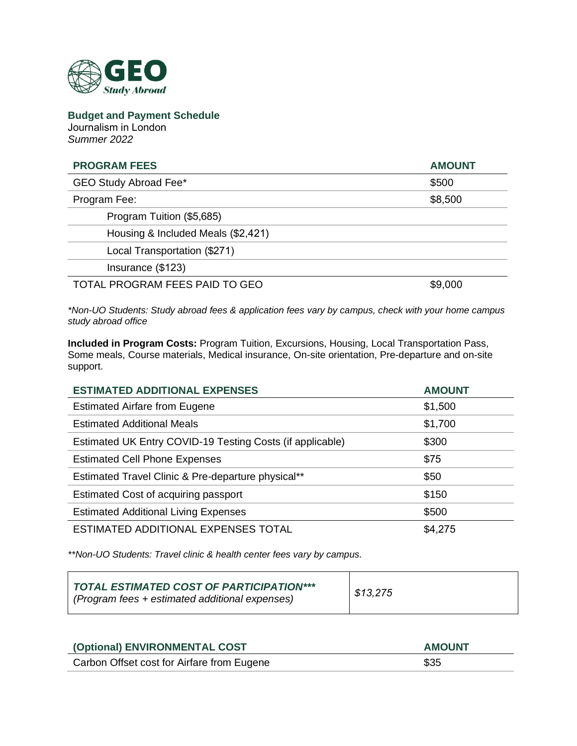GEO Study Abroad

## Budget and Payment Schedule

Journalism in London

*Summer 2022*

| PROGRAM FEES | AMOUNT |
|---|---|
| GEO Study Abroad Fee* | $500 |
| Program Fee: | $8,500 |
| Program Tuition ($5,685) | |
| Housing & Included Meals ($2,421) | |
| Local Transportation ($271) | |
| Insurance ($123) | |
| TOTAL PROGRAM FEES PAID TO GEO | $9,000 |

**Non-UO Students: Study abroad fees & application fees vary by campus, check with your home campus study abroad office*

**Included in Program Costs:** Program Tuition, Excursions, Housing, Local Transportation Pass, Some meals, Course materials, Medical insurance, On-site orientation, Pre-departure and on-site support.

| ESTIMATED ADDITIONAL EXPENSES | AMOUNT |
|---|---|
| Estimated Airfare from Eugene | $1,500 |
| Estimated Additional Meals | $1,700 |
| Estimated UK Entry COVID-19 Testing Costs (if applicable) | $300 |
| Estimated Cell Phone Expenses | $75 |
| Estimated Travel Clinic & Pre-departure physical** | $50 |
| Estimated Cost of acquiring passport | $150 |
| Estimated Additional Living Expenses | $500 |
| ESTIMATED ADDITIONAL EXPENSES TOTAL | $4,275 |

***Non-UO Students: Travel clinic & health center fees vary by campus.*

| *TOTAL ESTIMATED COST OF PARTICIPATION\*\*\** *(Program fees + estimated additional expenses)* | *$13,275* |
|---|---|

| (Optional) ENVIRONMENTAL COST | AMOUNT |
|---|---|
| Carbon Offset cost for Airfare from Eugene | $35 |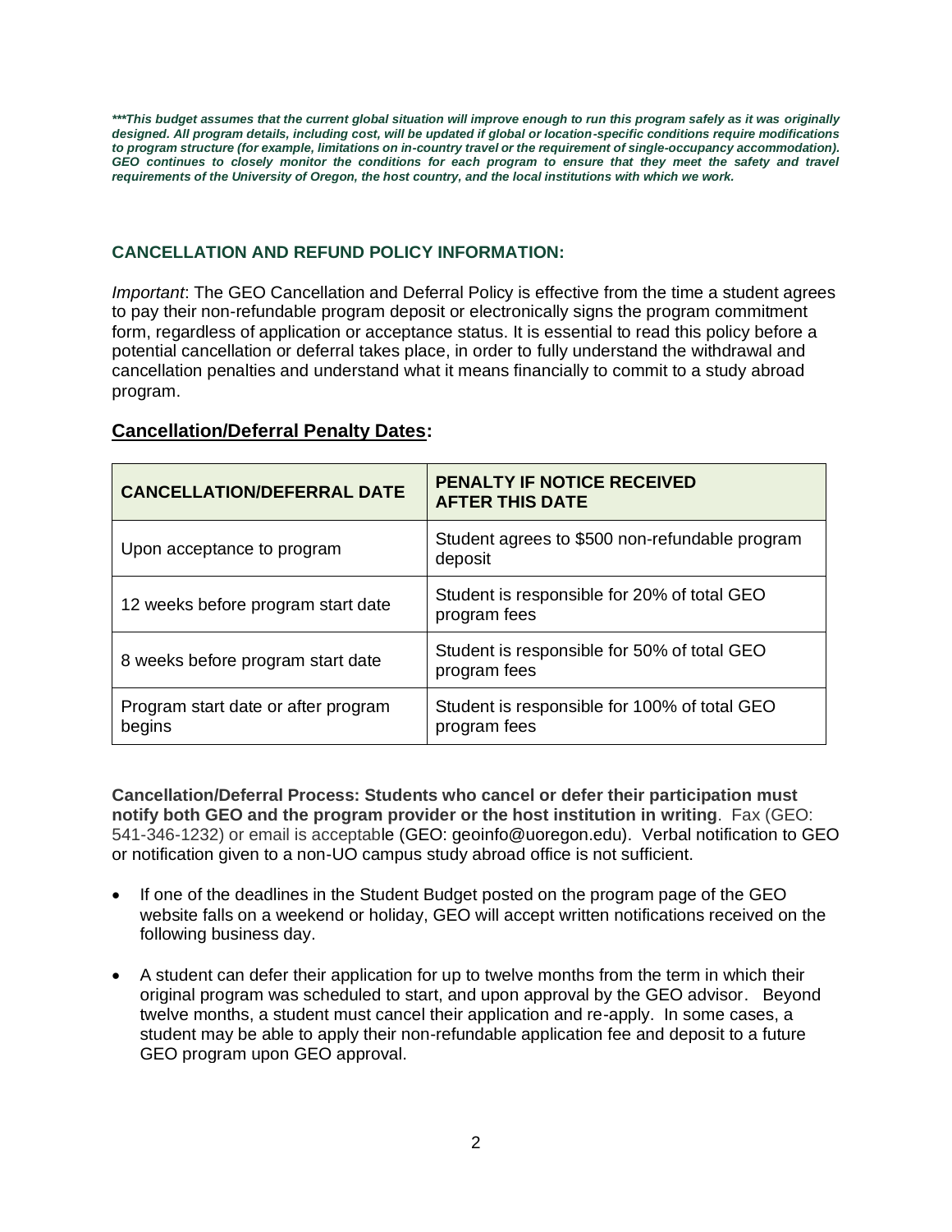***\*\*\*This budget assumes that the current global situation will improve enough to run this program safely as it was originally designed. All program details, including cost, will be updated if global or location-specific conditions require modifications to program structure (for example, limitations on in-country travel or the requirement of single-occupancy accommodation). GEO continues to closely monitor the conditions for each program to ensure that they meet the safety and travel requirements of the University of Oregon, the host country, and the local institutions with which we work.***

## CANCELLATION AND REFUND POLICY INFORMATION:

*Important*: The GEO Cancellation and Deferral Policy is effective from the time a student agrees to pay their non-refundable program deposit or electronically signs the program commitment form, regardless of application or acceptance status. It is essential to read this policy before a potential cancellation or deferral takes place, in order to fully understand the withdrawal and cancellation penalties and understand what it means financially to commit to a study abroad program.

### Cancellation/Deferral Penalty Dates:

| CANCELLATION/DEFERRAL DATE | PENALTY IF NOTICE RECEIVED AFTER THIS DATE |
|---|---|
| Upon acceptance to program | Student agrees to $500 non-refundable program deposit |
| 12 weeks before program start date | Student is responsible for 20% of total GEO program fees |
| 8 weeks before program start date | Student is responsible for 50% of total GEO program fees |
| Program start date or after program begins | Student is responsible for 100% of total GEO program fees |

**Cancellation/Deferral Process: Students who cancel or defer their participation must notify both GEO and the program provider or the host institution in writing**. Fax (GEO: 541-346-1232) or email is acceptable (GEO: geoinfo@uoregon.edu). Verbal notification to GEO or notification given to a non-UO campus study abroad office is not sufficient.

- If one of the deadlines in the Student Budget posted on the program page of the GEO website falls on a weekend or holiday, GEO will accept written notifications received on the following business day.
- A student can defer their application for up to twelve months from the term in which their original program was scheduled to start, and upon approval by the GEO advisor. Beyond twelve months, a student must cancel their application and re-apply. In some cases, a student may be able to apply their non-refundable application fee and deposit to a future GEO program upon GEO approval.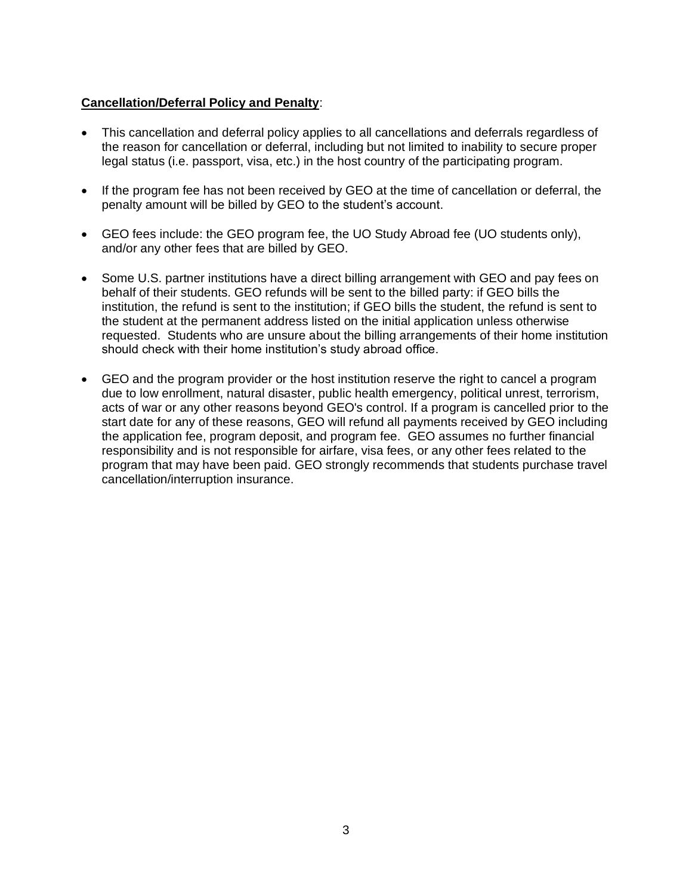**Cancellation/Deferral Policy and Penalty**:

- This cancellation and deferral policy applies to all cancellations and deferrals regardless of the reason for cancellation or deferral, including but not limited to inability to secure proper legal status (i.e. passport, visa, etc.) in the host country of the participating program.

- If the program fee has not been received by GEO at the time of cancellation or deferral, the penalty amount will be billed by GEO to the student's account.

- GEO fees include: the GEO program fee, the UO Study Abroad fee (UO students only), and/or any other fees that are billed by GEO.

- Some U.S. partner institutions have a direct billing arrangement with GEO and pay fees on behalf of their students. GEO refunds will be sent to the billed party: if GEO bills the institution, the refund is sent to the institution; if GEO bills the student, the refund is sent to the student at the permanent address listed on the initial application unless otherwise requested. Students who are unsure about the billing arrangements of their home institution should check with their home institution's study abroad office.

- GEO and the program provider or the host institution reserve the right to cancel a program due to low enrollment, natural disaster, public health emergency, political unrest, terrorism, acts of war or any other reasons beyond GEO's control. If a program is cancelled prior to the start date for any of these reasons, GEO will refund all payments received by GEO including the application fee, program deposit, and program fee. GEO assumes no further financial responsibility and is not responsible for airfare, visa fees, or any other fees related to the program that may have been paid. GEO strongly recommends that students purchase travel cancellation/interruption insurance.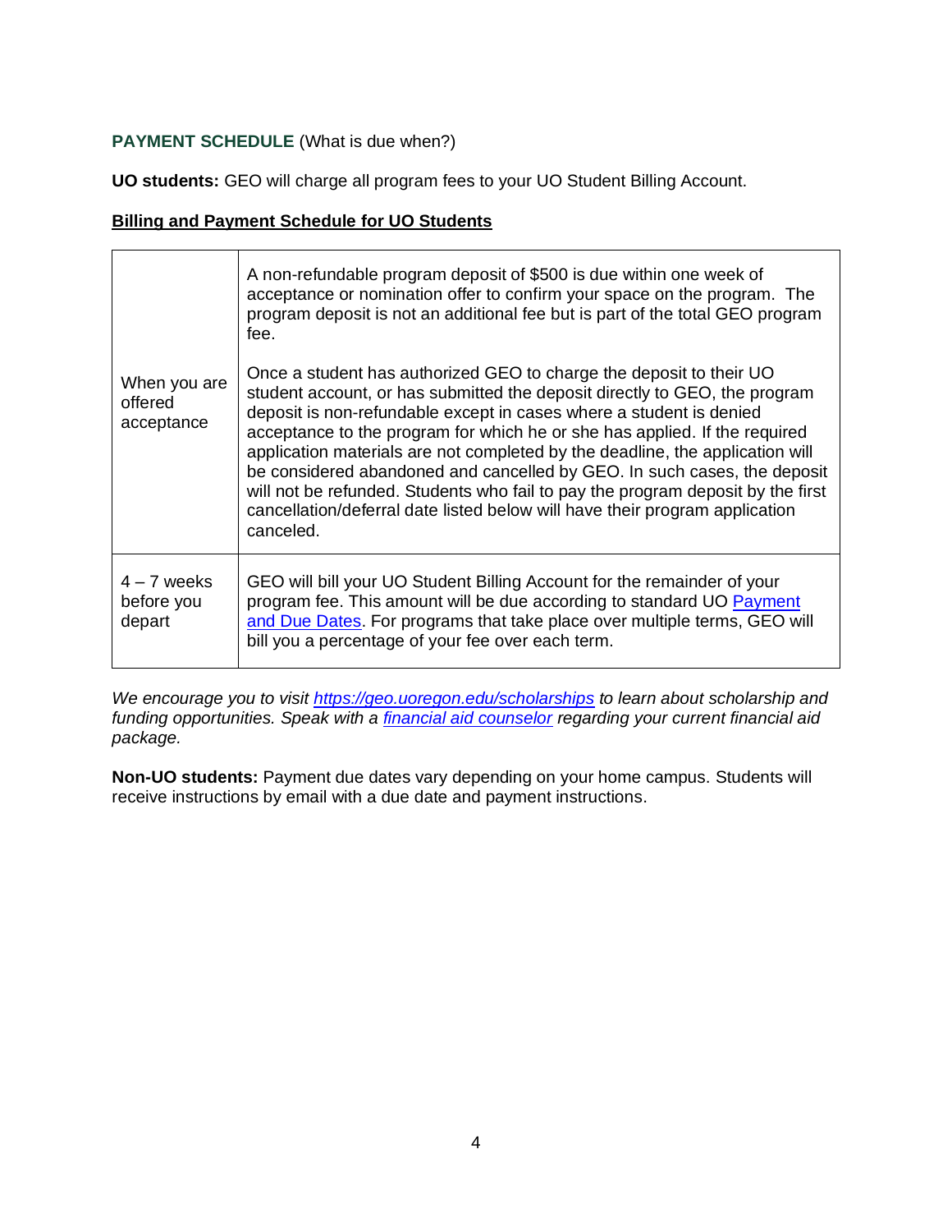**PAYMENT SCHEDULE** (What is due when?)

**UO students:** GEO will charge all program fees to your UO Student Billing Account.

**Billing and Payment Schedule for UO Students**

| | |
|---|---|
| When you are offered acceptance | A non-refundable program deposit of $500 is due within one week of acceptance or nomination offer to confirm your space on the program. The program deposit is not an additional fee but is part of the total GEO program fee.<br><br>Once a student has authorized GEO to charge the deposit to their UO student account, or has submitted the deposit directly to GEO, the program deposit is non-refundable except in cases where a student is denied acceptance to the program for which he or she has applied. If the required application materials are not completed by the deadline, the application will be considered abandoned and cancelled by GEO. In such cases, the deposit will not be refunded. Students who fail to pay the program deposit by the first cancellation/deferral date listed below will have their program application canceled. |
| 4 – 7 weeks before you depart | GEO will bill your UO Student Billing Account for the remainder of your program fee. This amount will be due according to standard UO Payment and Due Dates. For programs that take place over multiple terms, GEO will bill you a percentage of your fee over each term. |

*We encourage you to visit https://geo.uoregon.edu/scholarships to learn about scholarship and funding opportunities. Speak with a financial aid counselor regarding your current financial aid package.*

**Non-UO students:** Payment due dates vary depending on your home campus. Students will receive instructions by email with a due date and payment instructions.